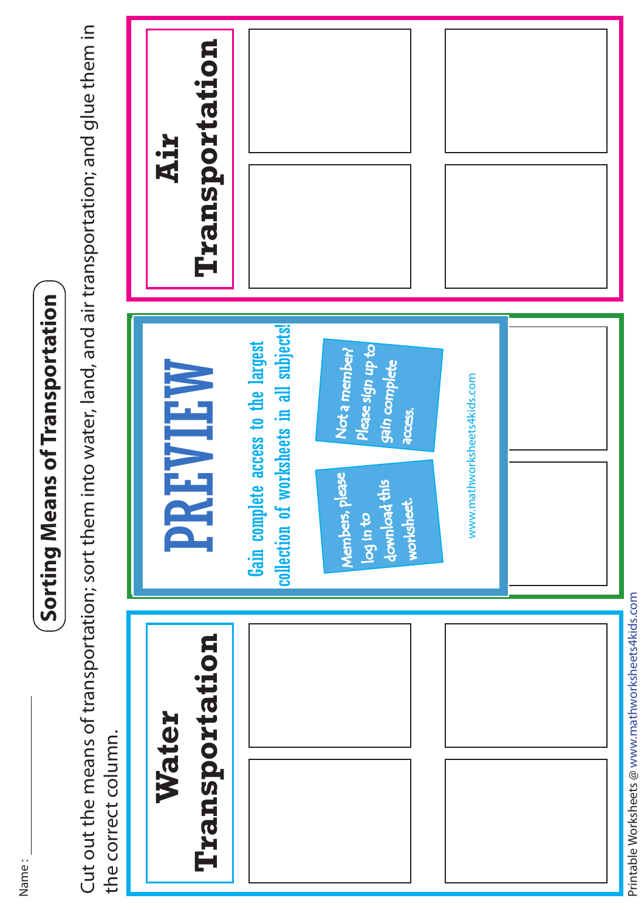Name: ___________

# Sorting Means of Transportation

Cut out the means of transportation; sort them into water, land, and air transportation; and glue them in the correct column.

## Water Transportation

## PREVIEW

Gain complete access to the largest collection of worksheets in all subjects!

Members, please log in to download this worksheet.

Not a member? Please sign up to gain complete access.

www.mathworksheets4kids.com

## Air Transportation

Printable Worksheets @ www.mathworksheets4kids.com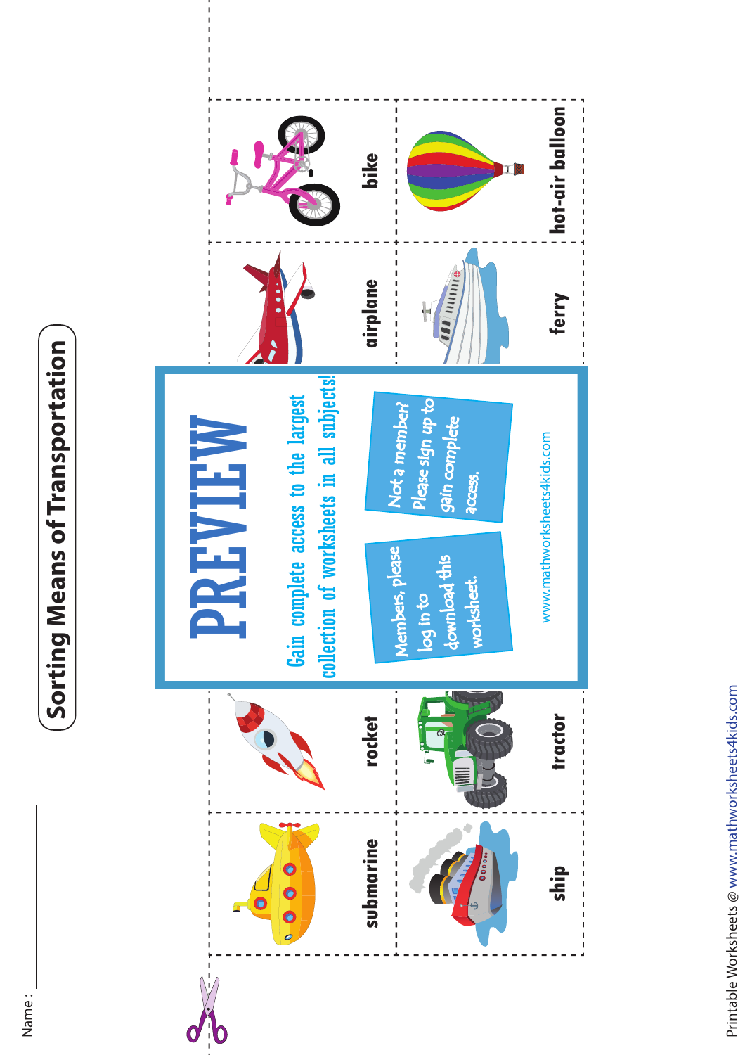# Sorting Means of Transportation

Name :

| submarine | rocket | | airplane | bike |
|---|---|---|---|---|
| ship | tractor | | ferry | hot-air balloon |

PREVIEW

Gain complete access to the largest collection of worksheets in all subjects!

Members, please log in to download this worksheet.

Not a member? Please sign up to gain complete access.

www.mathworksheets4kids.com

Printable Worksheets @ www.mathworksheets4kids.com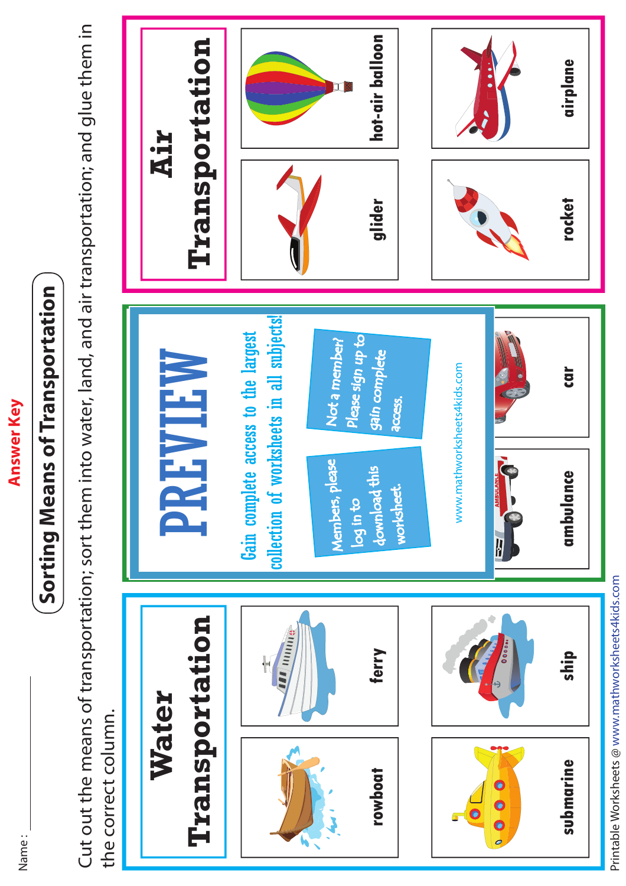Name :

**Answer Key**

# Sorting Means of Transportation

Cut out the means of transportation; sort them into water, land, and air transportation; and glue them in the correct column.

## Water Transportation

- rowboat
- ferry
- submarine
- ship

## PREVIEW

Gain complete access to the largest collection of worksheets in all subjects!

Members, please log in to download this worksheet.

Not a member? Please sign up to gain complete access.

www.mathworksheets4kids.com

- ambulance
- car

## Air Transportation

- glider
- hot-air balloon
- rocket
- airplane

Printable Worksheets @ www.mathworksheets4kids.com